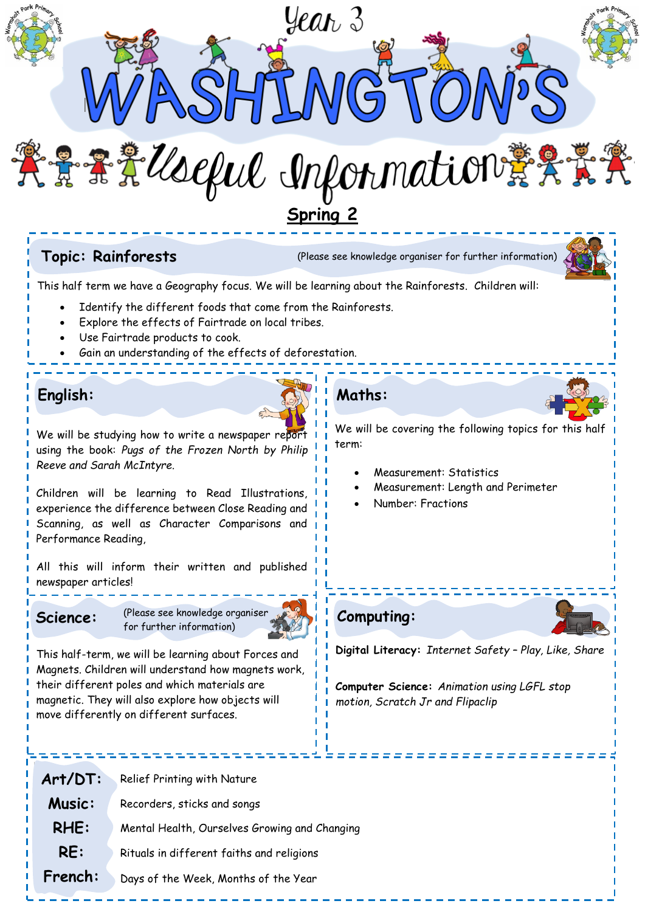# Year 3 WASHINGTON'S Useful Information

## Spring 2

## Topic: Rainforests

(Please see knowledge organiser for further information)

This half term we have a Geography focus. We will be learning about the Rainforests. Children will:

- Identify the different foods that come from the Rainforests.
- Explore the effects of Fairtrade on local tribes.
- Use Fairtrade products to cook.
- Gain an understanding of the effects of deforestation.

## English:

We will be studying how to write a newspaper report using the book: *Pugs of the Frozen North by Philip Reeve and Sarah McIntyre.*

Children will be learning to Read Illustrations, experience the difference between Close Reading and Scanning, as well as Character Comparisons and Performance Reading,

All this will inform their written and published newspaper articles!

## Maths:

We will be covering the following topics for this half term:

- Measurement: Statistics
- Measurement: Length and Perimeter
- Number: Fractions

## Science:

(Please see knowledge organiser for further information)

This half-term, we will be learning about Forces and Magnets. Children will understand how magnets work, their different poles and which materials are magnetic. They will also explore how objects will move differently on different surfaces.

## Computing:

**Digital Literacy:** *Internet Safety – Play, Like, Share*

**Computer Science:** *Animation using LGFL stop motion, Scratch Jr and Flipaclip*

| | |
|---|---|
| **Art/DT:** | Relief Printing with Nature |
| **Music:** | Recorders, sticks and songs |
| **RHE:** | Mental Health, Ourselves Growing and Changing |
| **RE:** | Rituals in different faiths and religions |
| **French:** | Days of the Week, Months of the Year |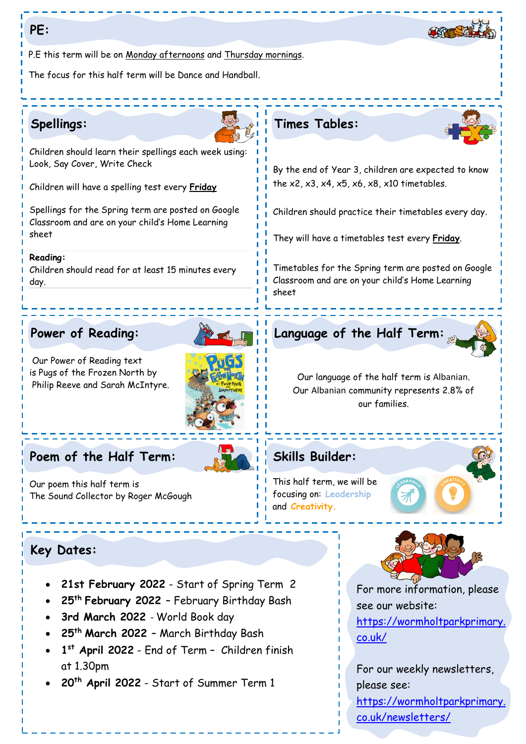## PE:

P.E this term will be on Monday afternoons and Thursday mornings.

The focus for this half term will be Dance and Handball.

## Spellings:

Children should learn their spellings each week using: Look, Say Cover, Write Check

Children will have a spelling test every **Friday**

Spellings for the Spring term are posted on Google Classroom and are on your child's Home Learning sheet

**Reading:**
Children should read for at least 15 minutes every day.

## Times Tables:

By the end of Year 3, children are expected to know the x2, x3, x4, x5, x6, x8, x10 timetables.

Children should practice their timetables every day.

They will have a timetables test every **Friday**.

Timetables for the Spring term are posted on Google Classroom and are on your child's Home Learning sheet

## Power of Reading:

Our Power of Reading text is Pugs of the Frozen North by Philip Reeve and Sarah McIntyre.

## Language of the Half Term:

Our language of the half term is Albanian. Our Albanian community represents 2.8% of our families.

## Poem of the Half Term:

Our poem this half term is
The Sound Collector by Roger McGough

## Skills Builder:

This half term, we will be focusing on: Leadership and **Creativity**.

## Key Dates:

- **21st February 2022** - Start of Spring Term 2
- **25th February 2022** – February Birthday Bash
- **3rd March 2022** - World Book day
- **25th March 2022** – March Birthday Bash
- **1st April 2022** - End of Term – Children finish at 1.30pm
- **20th April 2022** - Start of Summer Term 1

For more information, please see our website: https://wormholtparkprimary.co.uk/

For our weekly newsletters, please see: https://wormholtparkprimary.co.uk/newsletters/